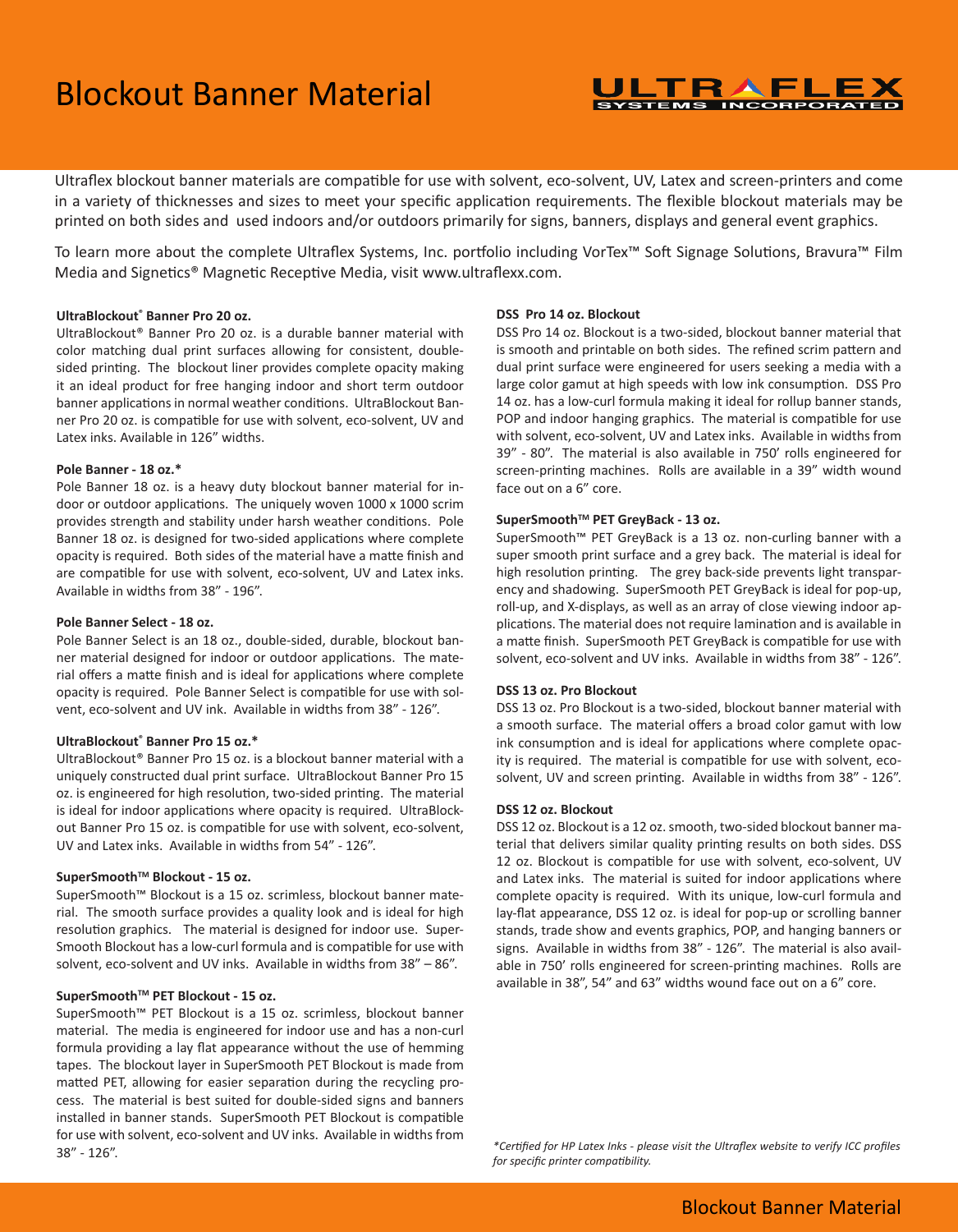# Blockout Banner Material

ULTRAFLEX SYSTEMS INCORPORATED

Ultraflex blockout banner materials are compatible for use with solvent, eco-solvent, UV, Latex and screen-printers and come in a variety of thicknesses and sizes to meet your specific application requirements. The flexible blockout materials may be printed on both sides and used indoors and/or outdoors primarily for signs, banners, displays and general event graphics.

To learn more about the complete Ultraflex Systems, Inc. portfolio including VorTex™ Soft Signage Solutions, Bravura™ Film Media and Signetics® Magnetic Receptive Media, visit www.ultraflexx.com.

**UltraBlockout® Banner Pro 20 oz.**

UltraBlockout® Banner Pro 20 oz. is a durable banner material with color matching dual print surfaces allowing for consistent, double-sided printing. The blockout liner provides complete opacity making it an ideal product for free hanging indoor and short term outdoor banner applications in normal weather conditions. UltraBlockout Banner Pro 20 oz. is compatible for use with solvent, eco-solvent, UV and Latex inks. Available in 126" widths.

**Pole Banner - 18 oz.***

Pole Banner 18 oz. is a heavy duty blockout banner material for indoor or outdoor applications. The uniquely woven 1000 x 1000 scrim provides strength and stability under harsh weather conditions. Pole Banner 18 oz. is designed for two-sided applications where complete opacity is required. Both sides of the material have a matte finish and are compatible for use with solvent, eco-solvent, UV and Latex inks. Available in widths from 38" - 196".

**Pole Banner Select - 18 oz.**

Pole Banner Select is an 18 oz., double-sided, durable, blockout banner material designed for indoor or outdoor applications. The material offers a matte finish and is ideal for applications where complete opacity is required. Pole Banner Select is compatible for use with solvent, eco-solvent and UV ink. Available in widths from 38" - 126".

**UltraBlockout® Banner Pro 15 oz.***

UltraBlockout® Banner Pro 15 oz. is a blockout banner material with a uniquely constructed dual print surface. UltraBlockout Banner Pro 15 oz. is engineered for high resolution, two-sided printing. The material is ideal for indoor applications where opacity is required. UltraBlockout Banner Pro 15 oz. is compatible for use with solvent, eco-solvent, UV and Latex inks. Available in widths from 54" - 126".

**SuperSmooth™ Blockout - 15 oz.**

SuperSmooth™ Blockout is a 15 oz. scrimless, blockout banner material. The smooth surface provides a quality look and is ideal for high resolution graphics. The material is designed for indoor use. SuperSmooth Blockout has a low-curl formula and is compatible for use with solvent, eco-solvent and UV inks. Available in widths from 38" – 86".

**SuperSmooth™ PET Blockout - 15 oz.**

SuperSmooth™ PET Blockout is a 15 oz. scrimless, blockout banner material. The media is engineered for indoor use and has a non-curl formula providing a lay flat appearance without the use of hemming tapes. The blockout layer in SuperSmooth PET Blockout is made from matted PET, allowing for easier separation during the recycling process. The material is best suited for double-sided signs and banners installed in banner stands. SuperSmooth PET Blockout is compatible for use with solvent, eco-solvent and UV inks. Available in widths from 38" - 126".

**DSS Pro 14 oz. Blockout**

DSS Pro 14 oz. Blockout is a two-sided, blockout banner material that is smooth and printable on both sides. The refined scrim pattern and dual print surface were engineered for users seeking a media with a large color gamut at high speeds with low ink consumption. DSS Pro 14 oz. has a low-curl formula making it ideal for rollup banner stands, POP and indoor hanging graphics. The material is compatible for use with solvent, eco-solvent, UV and Latex inks. Available in widths from 39" - 80". The material is also available in 750' rolls engineered for screen-printing machines. Rolls are available in a 39" width wound face out on a 6" core.

**SuperSmooth™ PET GreyBack - 13 oz.**

SuperSmooth™ PET GreyBack is a 13 oz. non-curling banner with a super smooth print surface and a grey back. The material is ideal for high resolution printing. The grey back-side prevents light transparency and shadowing. SuperSmooth PET GreyBack is ideal for pop-up, roll-up, and X-displays, as well as an array of close viewing indoor applications. The material does not require lamination and is available in a matte finish. SuperSmooth PET GreyBack is compatible for use with solvent, eco-solvent and UV inks. Available in widths from 38" - 126".

**DSS 13 oz. Pro Blockout**

DSS 13 oz. Pro Blockout is a two-sided, blockout banner material with a smooth surface. The material offers a broad color gamut with low ink consumption and is ideal for applications where complete opacity is required. The material is compatible for use with solvent, eco-solvent, UV and screen printing. Available in widths from 38" - 126".

**DSS 12 oz. Blockout**

DSS 12 oz. Blockout is a 12 oz. smooth, two-sided blockout banner material that delivers similar quality printing results on both sides. DSS 12 oz. Blockout is compatible for use with solvent, eco-solvent, UV and Latex inks. The material is suited for indoor applications where complete opacity is required. With its unique, low-curl formula and lay-flat appearance, DSS 12 oz. is ideal for pop-up or scrolling banner stands, trade show and events graphics, POP, and hanging banners or signs. Available in widths from 38" - 126". The material is also available in 750' rolls engineered for screen-printing machines. Rolls are available in 38", 54" and 63" widths wound face out on a 6" core.

*\*Certified for HP Latex Inks - please visit the Ultraflex website to verify ICC profiles for specific printer compatibility.*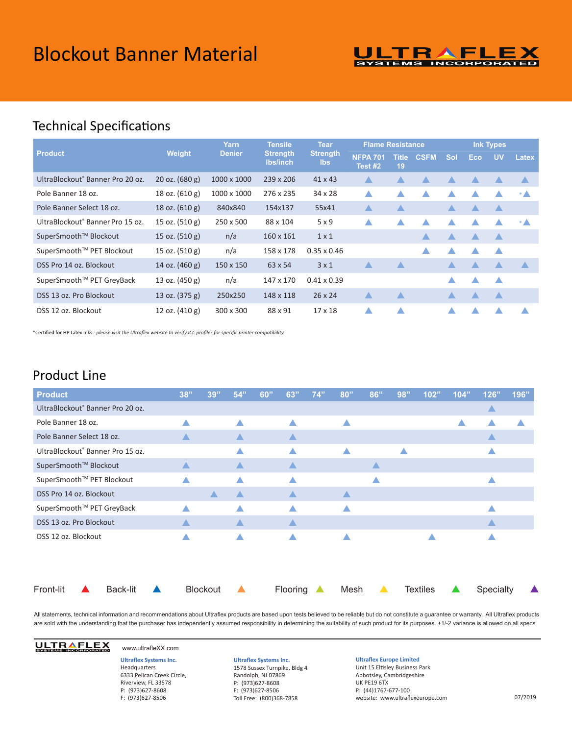# Blockout Banner Material

ULTRAFLEX SYSTEMS INCORPORATED

## Technical Specifications

| Product | Weight | Yarn Denier | Tensile Strength lbs/inch | Tear Strength lbs | Flame Resistance | | | Ink Types | | | |
|---|---|---|---|---|---|---|---|---|---|---|---|
| | | | | | NFPA 701 Test #2 | Title 19 | CSFM | Sol | Eco | UV | Latex |
| UltraBlockout® Banner Pro 20 oz. | 20 oz. (680 g) | 1000 x 1000 | 239 x 206 | 41 x 43 | ▲ | ▲ | ▲ | ▲ | ▲ | ▲ | ▲ |
| Pole Banner 18 oz. | 18 oz. (610 g) | 1000 x 1000 | 276 x 235 | 34 x 28 | ▲ | ▲ | ▲ | ▲ | ▲ | ▲ | *▲ |
| Pole Banner Select 18 oz. | 18 oz. (610 g) | 840x840 | 154x137 | 55x41 | ▲ | ▲ | | ▲ | ▲ | ▲ | |
| UltraBlockout® Banner Pro 15 oz. | 15 oz. (510 g) | 250 x 500 | 88 x 104 | 5 x 9 | ▲ | ▲ | ▲ | ▲ | ▲ | ▲ | *▲ |
| SuperSmooth™ Blockout | 15 oz. (510 g) | n/a | 160 x 161 | 1 x 1 | | | ▲ | ▲ | ▲ | ▲ | |
| SuperSmooth™ PET Blockout | 15 oz. (510 g) | n/a | 158 x 178 | 0.35 x 0.46 | | | ▲ | ▲ | ▲ | ▲ | |
| DSS Pro 14 oz. Blockout | 14 oz. (460 g) | 150 x 150 | 63 x 54 | 3 x 1 | ▲ | ▲ | | ▲ | ▲ | ▲ | ▲ |
| SuperSmooth™ PET GreyBack | 13 oz. (450 g) | n/a | 147 x 170 | 0.41 x 0.39 | | | | ▲ | ▲ | ▲ | |
| DSS 13 oz. Pro Blockout | 13 oz. (375 g) | 250x250 | 148 x 118 | 26 x 24 | ▲ | ▲ | | ▲ | ▲ | ▲ | |
| DSS 12 oz. Blockout | 12 oz. (410 g) | 300 x 300 | 88 x 91 | 17 x 18 | ▲ | ▲ | | ▲ | ▲ | ▲ | ▲ |

*Certified for HP Latex Inks - *please visit the Ultraflex website to verify ICC profiles for specific printer compatibility.*

## Product Line

| Product | 38" | 39" | 54" | 60" | 63" | 74" | 80" | 86" | 98" | 102" | 104" | 126" | 196" |
|---|---|---|---|---|---|---|---|---|---|---|---|---|---|
| UltraBlockout® Banner Pro 20 oz. | | | | | | | | | | | | ▲ | |
| Pole Banner 18 oz. | ▲ | | ▲ | | ▲ | | ▲ | | | | ▲ | ▲ | ▲ |
| Pole Banner Select 18 oz. | ▲ | | ▲ | | ▲ | | | | | | | ▲ | |
| UltraBlockout® Banner Pro 15 oz. | | | ▲ | | ▲ | | ▲ | | ▲ | | | ▲ | |
| SuperSmooth™ Blockout | ▲ | | ▲ | | ▲ | | | ▲ | | | | | |
| SuperSmooth™ PET Blockout | ▲ | | ▲ | | ▲ | | | ▲ | | | | ▲ | |
| DSS Pro 14 oz. Blockout | | ▲ | ▲ | | ▲ | | ▲ | | | | | | |
| SuperSmooth™ PET GreyBack | ▲ | | ▲ | | ▲ | | ▲ | | | | | ▲ | |
| DSS 13 oz. Pro Blockout | ▲ | | ▲ | | ▲ | | | | | | | ▲ | |
| DSS 12 oz. Blockout | ▲ | | ▲ | | ▲ | | ▲ | | | ▲ | | ▲ | |

Front-lit ▲ Back-lit ▲ Blockout ▲ Flooring ▲ Mesh ▲ Textiles ▲ Specialty ▲

All statements, technical information and recommendations about Ultraflex products are based upon tests believed to be reliable but do not constitute a guarantee or warranty. All Ultraflex products are sold with the understanding that the purchaser has independently assumed responsibility in determining the suitability of such product for its purposes. +1/-2 variance is allowed on all specs.

ULTRAFLEX SYSTEMS INCORPORATED

www.ultrafleXX.com

**Ultraflex Systems Inc.**
Headquarters
6333 Pelican Creek Circle,
Riverview, FL 33578
P: (973)627-8608
F: (973)627-8506

**Ultraflex Systems Inc.**
1578 Sussex Turnpike, Bldg 4
Randolph, NJ 07869
P: (973)627-8608
F: (973)627-8506
Toll Free: (800)368-7858

**Ultraflex Europe Limited**
Unit 15 Eltisley Business Park
Abbotsley, Cambridgeshire
UK PE19 6TX
P: (44)1767-677-100
website: www.ultraflexeurope.com

07/2019